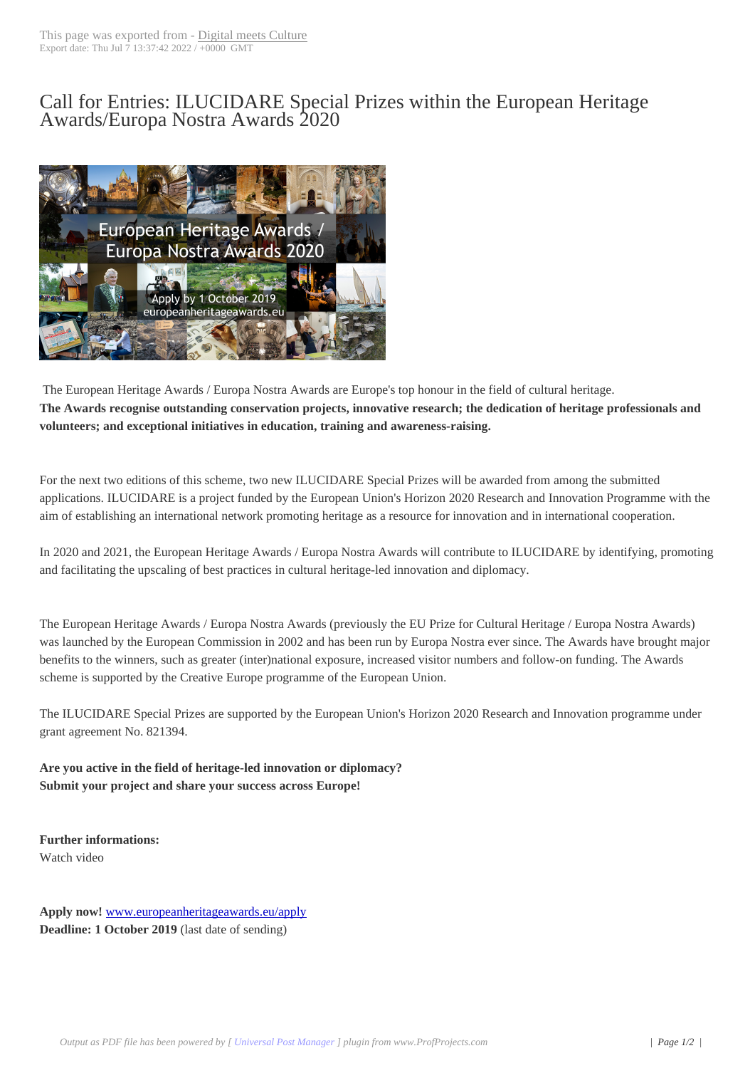# Call for Entries: ILUCIDARE Special Prizes within the European Heritage Awards/Europa Nostra Awards 2020

The European Heritage Awards / Europa Nostra Awards are Europe's top honour in the field of cultural heritage.
**The Awards recognise outstanding conservation projects, innovative research; the dedication of heritage professionals and volunteers; and exceptional initiatives in education, training and awareness-raising.**

For the next two editions of this scheme, two new ILUCIDARE Special Prizes will be awarded from among the submitted applications. ILUCIDARE is a project funded by the European Union's Horizon 2020 Research and Innovation Programme with the aim of establishing an international network promoting heritage as a resource for innovation and in international cooperation.

In 2020 and 2021, the European Heritage Awards / Europa Nostra Awards will contribute to ILUCIDARE by identifying, promoting and facilitating the upscaling of best practices in cultural heritage-led innovation and diplomacy.

The European Heritage Awards / Europa Nostra Awards (previously the EU Prize for Cultural Heritage / Europa Nostra Awards) was launched by the European Commission in 2002 and has been run by Europa Nostra ever since. The Awards have brought major benefits to the winners, such as greater (inter)national exposure, increased visitor numbers and follow-on funding. The Awards scheme is supported by the Creative Europe programme of the European Union.

The ILUCIDARE Special Prizes are supported by the European Union's Horizon 2020 Research and Innovation programme under grant agreement No. 821394.

**Are you active in the field of heritage-led innovation or diplomacy?**
**Submit your project and share your success across Europe!**

**Further informations:**
Watch video

**Apply now!** www.europeanheritageawards.eu/apply
**Deadline: 1 October 2019** (last date of sending)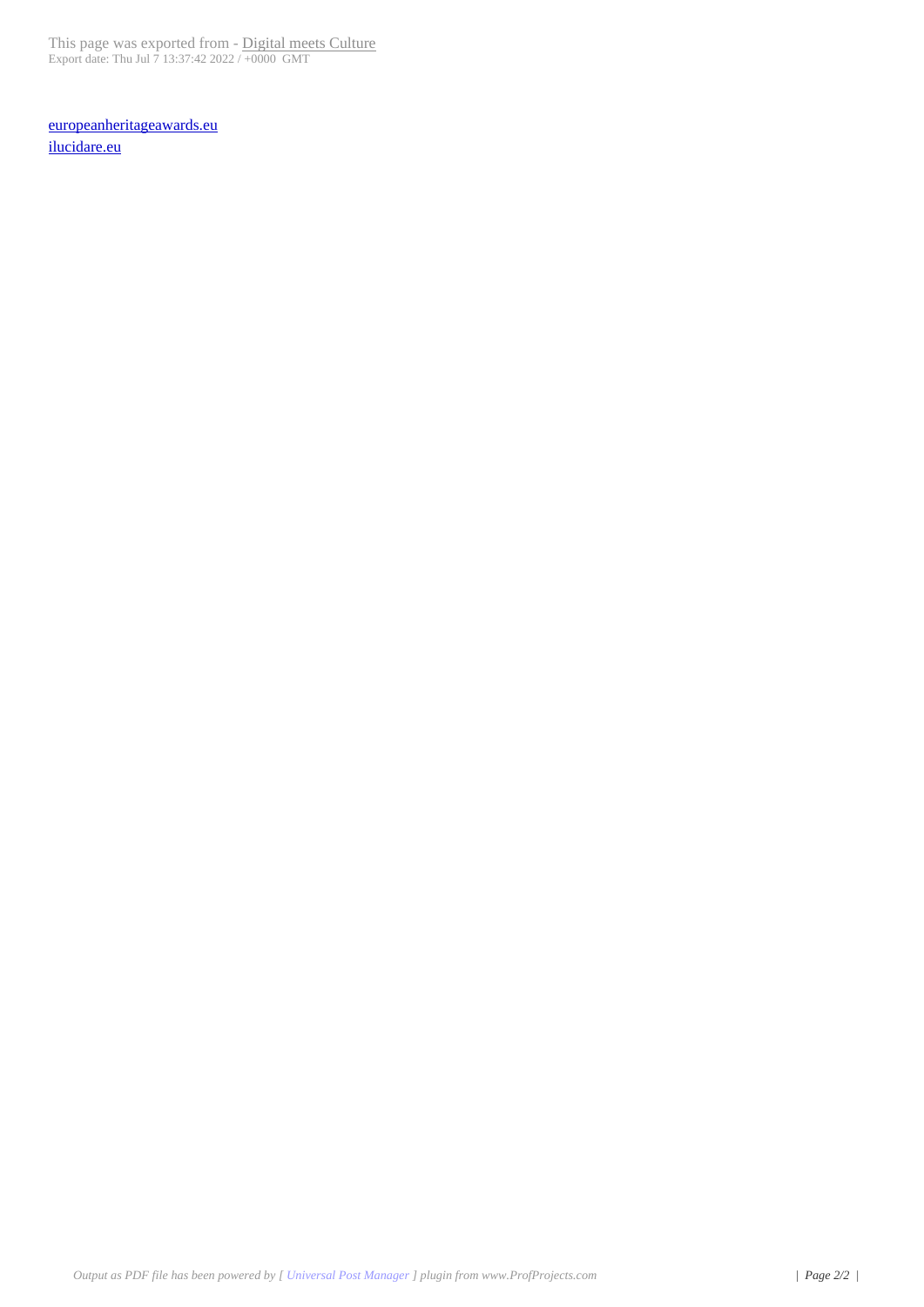europeanheritageawards.eu

ilucidare.eu